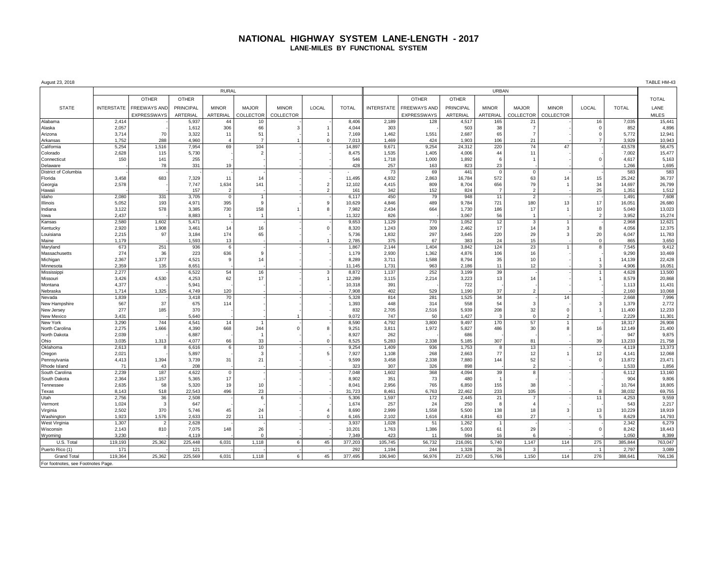# NATIONAL HIGHWAY SYSTEM LANE-LENGTH - 2017

## LANE-MILES BY FUNCTIONAL SYSTEM

August 23, 2018

TABLE HM-43

| STATE | RURAL | | | | | | | | URBAN | | | | | | | | TOTAL LANE MILES |
|---|---|---|---|---|---|---|---|---|---|---|---|---|---|---|---|---|---|
| | INTERSTATE | OTHER FREEWAYS AND EXPRESSWAYS | OTHER PRINCIPAL ARTERIAL | MINOR ARTERIAL | MAJOR COLLECTOR | MINOR COLLECTOR | LOCAL | TOTAL | INTERSTATE | OTHER FREEWAYS AND EXPRESSWAYS | OTHER PRINCIPAL ARTERIAL | MINOR ARTERIAL | MAJOR COLLECTOR | MINOR COLLECTOR | LOCAL | TOTAL | |
| Alabama | 2,414 | - | 5,937 | 44 | 10 | - | - | 8,406 | 2,189 | 128 | 4,517 | 165 | 21 | - | 16 | 7,035 | 15,441 |
| Alaska | 2,057 | - | 1,612 | 306 | 66 | 3 | 1 | 4,044 | 303 | - | 503 | 38 | 7 | - | 0 | 852 | 4,896 |
| Arizona | 3,714 | 70 | 3,322 | 11 | 51 | - | 1 | 7,169 | 1,462 | 1,551 | 2,687 | 65 | 7 | - | 0 | 5,772 | 12,941 |
| Arkansas | 1,752 | 288 | 4,960 | 4 | 7 | 1 | 0 | 7,013 | 1,469 | 424 | 1,903 | 106 | 21 | - | 7 | 3,929 | 10,943 |
| California | 5,254 | 1,516 | 7,954 | 69 | 104 | - | - | 14,897 | 9,671 | 9,254 | 24,312 | 220 | 74 | 47 | - | 43,578 | 58,475 |
| Colorado | 2,628 | 115 | 5,730 | - | 2 | - | - | 8,475 | 1,535 | 1,405 | 4,006 | 44 | 11 | - | - | 7,002 | 15,477 |
| Connecticut | 150 | 141 | 255 | - | - | - | - | 546 | 1,718 | 1,000 | 1,892 | 6 | 1 | - | 0 | 4,617 | 5,163 |
| Delaware | - | 78 | 331 | 19 | - | - | - | 428 | 257 | 163 | 823 | 23 | - | - | - | 1,266 | 1,695 |
| District of Columbia | - | - | - | - | - | - | - | - | 73 | 69 | 441 | 0 | 0 | - | - | 583 | 583 |
| Florida | 3,458 | 683 | 7,329 | 11 | 14 | - | - | 11,495 | 4,932 | 2,863 | 16,784 | 572 | 63 | 14 | 15 | 25,242 | 36,737 |
| Georgia | 2,578 | - | 7,747 | 1,634 | 141 | - | 2 | 12,102 | 4,415 | 809 | 8,704 | 656 | 79 | 1 | 34 | 14,697 | 26,799 |
| Hawaii | - | - | 157 | 2 | - | - | 2 | 161 | 342 | 152 | 824 | 7 | 2 | - | 25 | 1,351 | 1,512 |
| Idaho | 2,080 | 331 | 3,705 | 0 | 1 | - | - | 6,117 | 450 | 79 | 948 | 11 | 2 | - | - | 1,491 | 7,608 |
| Illinois | 5,052 | 193 | 4,971 | 395 | 9 | - | 9 | 10,629 | 4,846 | 489 | 9,784 | 721 | 180 | 13 | 17 | 16,051 | 26,680 |
| Indiana | 3,122 | 578 | 3,385 | 730 | 158 | 1 | 8 | 7,982 | 2,434 | 664 | 1,730 | 186 | 17 | 1 | 10 | 5,040 | 13,023 |
| Iowa | 2,437 | - | 8,883 | 1 | 1 | - | - | 11,322 | 826 | - | 3,067 | 56 | 1 | - | 2 | 3,952 | 15,274 |
| Kansas | 2,580 | 1,602 | 5,471 | - | - | - | - | 9,653 | 1,129 | 770 | 1,052 | 12 | 3 | 1 | - | 2,968 | 12,621 |
| Kentucky | 2,920 | 1,908 | 3,461 | 14 | 16 | - | 0 | 8,320 | 1,243 | 309 | 2,462 | 17 | 14 | 3 | 8 | 4,056 | 12,375 |
| Louisiana | 2,215 | 97 | 3,184 | 174 | 65 | - | - | 5,736 | 1,832 | 297 | 3,645 | 220 | 29 | 3 | 20 | 6,047 | 11,783 |
| Maine | 1,179 | - | 1,593 | 13 | - | - | 1 | 2,785 | 375 | 67 | 383 | 24 | 15 | - | 0 | 865 | 3,650 |
| Maryland | 673 | 251 | 936 | 6 | - | - | - | 1,867 | 2,144 | 1,404 | 3,842 | 124 | 23 | 1 | 8 | 7,545 | 9,412 |
| Massachusetts | 274 | 36 | 223 | 636 | 9 | - | - | 1,179 | 2,930 | 1,362 | 4,876 | 106 | 16 | - | - | 9,290 | 10,469 |
| Michigan | 2,367 | 1,377 | 4,521 | 9 | 14 | - | - | 8,289 | 3,711 | 1,588 | 8,794 | 35 | 10 | - | 1 | 14,139 | 22,428 |
| Minnesota | 2,359 | 135 | 8,651 | - | - | - | - | 11,145 | 1,731 | 963 | 2,186 | 11 | 12 | - | 3 | 4,906 | 16,051 |
| Mississippi | 2,277 | - | 6,522 | 54 | 16 | - | 3 | 8,872 | 1,137 | 252 | 3,199 | 39 | - | - | 1 | 4,628 | 13,500 |
| Missouri | 3,426 | 4,530 | 4,253 | 62 | 17 | - | 1 | 12,289 | 3,115 | 2,214 | 3,223 | 13 | 14 | - | 1 | 8,579 | 20,868 |
| Montana | 4,377 | - | 5,941 | - | - | - | - | 10,318 | 391 | - | 722 | - | - | - | - | 1,113 | 11,431 |
| Nebraska | 1,714 | 1,325 | 4,749 | 120 | - | - | - | 7,908 | 402 | 529 | 1,190 | 37 | 2 | - | - | 2,160 | 10,068 |
| Nevada | 1,839 | - | 3,418 | 70 | - | - | - | 5,328 | 814 | 281 | 1,525 | 34 | - | 14 | - | 2,668 | 7,996 |
| New Hampshire | 567 | 37 | 675 | 114 | - | - | - | 1,393 | 448 | 314 | 558 | 54 | 3 | - | 3 | 1,379 | 2,772 |
| New Jersey | 277 | 185 | 370 | - | - | - | - | 832 | 2,705 | 2,516 | 5,939 | 208 | 32 | 0 | 1 | 11,400 | 12,233 |
| New Mexico | 3,431 | - | 5,640 | - | - | 1 | - | 9,072 | 747 | 50 | 1,427 | 3 | 0 | 2 | - | 2,229 | 11,301 |
| New York | 3,290 | 744 | 4,541 | 14 | 1 | - | - | 8,590 | 4,792 | 3,800 | 9,497 | 170 | 57 | 1 | - | 18,317 | 26,908 |
| North Carolina | 2,275 | 1,666 | 4,390 | 668 | 244 | 0 | 8 | 9,251 | 3,811 | 1,972 | 5,827 | 486 | 30 | 8 | 16 | 12,149 | 21,400 |
| North Dakota | 2,039 | - | 6,887 | - | 1 | - | - | 8,927 | 262 | - | 686 | - | - | - | - | 947 | 9,875 |
| Ohio | 3,035 | 1,313 | 4,077 | 66 | 33 | - | 0 | 8,525 | 5,283 | 2,338 | 5,185 | 307 | 81 | - | 39 | 13,233 | 21,758 |
| Oklahoma | 2,613 | 8 | 6,616 | 6 | 10 | - | - | 9,254 | 1,409 | 936 | 1,753 | 8 | 13 | - | - | 4,119 | 13,373 |
| Oregon | 2,021 | - | 5,897 | - | 3 | - | 5 | 7,927 | 1,108 | 268 | 2,663 | 77 | 12 | 1 | 12 | 4,141 | 12,068 |
| Pennsylvania | 4,413 | 1,394 | 3,739 | 31 | 21 | - | - | 9,599 | 3,458 | 2,338 | 7,880 | 144 | 52 | - | 0 | 13,872 | 23,471 |
| Rhode Island | 71 | 43 | 208 | - | - | - | - | 323 | 307 | 326 | 898 | - | 2 | - | - | 1,533 | 1,856 |
| South Carolina | 2,239 | 187 | 4,622 | 0 | - | - | - | 7,048 | 1,602 | 368 | 4,094 | 39 | 8 | - | - | 6,112 | 13,160 |
| South Dakota | 2,364 | 1,157 | 5,365 | 17 | - | - | - | 8,902 | 351 | 73 | 480 | 1 | - | - | - | 904 | 9,806 |
| Tennessee | 2,635 | 58 | 5,320 | 19 | 10 | - | - | 8,041 | 2,956 | 765 | 6,850 | 155 | 38 | - | - | 10,764 | 18,805 |
| Texas | 8,143 | 518 | 22,543 | 496 | 23 | - | - | 31,723 | 8,461 | 6,763 | 22,462 | 233 | 105 | - | 8 | 38,032 | 69,755 |
| Utah | 2,756 | 36 | 2,508 | - | 6 | - | - | 5,306 | 1,597 | 172 | 2,445 | 21 | 7 | - | 11 | 4,253 | 9,559 |
| Vermont | 1,024 | 3 | 647 | - | - | - | - | 1,674 | 257 | 24 | 250 | 8 | 4 | - | - | 543 | 2,217 |
| Virginia | 2,502 | 370 | 5,746 | 45 | 24 | - | 4 | 8,690 | 2,999 | 1,558 | 5,500 | 138 | 18 | 3 | 13 | 10,229 | 18,919 |
| Washington | 1,923 | 1,576 | 2,633 | 22 | 11 | - | 0 | 6,165 | 2,102 | 1,616 | 4,816 | 63 | 27 | - | 5 | 8,629 | 14,793 |
| West Virginia | 1,307 | 2 | 2,628 | - | - | - | - | 3,937 | 1,028 | 51 | 1,262 | 1 | - | - | - | 2,342 | 6,279 |
| Wisconsin | 2,143 | 810 | 7,075 | 148 | 26 | - | - | 10,201 | 1,763 | 1,386 | 5,003 | 61 | 29 | - | 0 | 8,242 | 18,443 |
| Wyoming | 3,230 | - | 4,119 | - | 0 | - | - | 7,349 | 423 | 11 | 594 | 16 | 6 | - | - | 1,050 | 8,399 |
| U.S. Total | 119,193 | 25,362 | 225,448 | 6,031 | 1,118 | 6 | 45 | 377,203 | 105,745 | 56,732 | 216,091 | 5,740 | 1,147 | 114 | 275 | 385,844 | 763,047 |
| Puerto Rico (1) | 171 | - | 121 | - | - | - | - | 292 | 1,194 | 244 | 1,328 | 26 | 3 | - | 1 | 2,797 | 3,089 |
| Grand Total | 119,364 | 25,362 | 225,569 | 6,031 | 1,118 | 6 | 45 | 377,495 | 106,940 | 56,976 | 217,420 | 5,766 | 1,150 | 114 | 276 | 388,641 | 766,136 |

For footnotes, see Footnotes Page.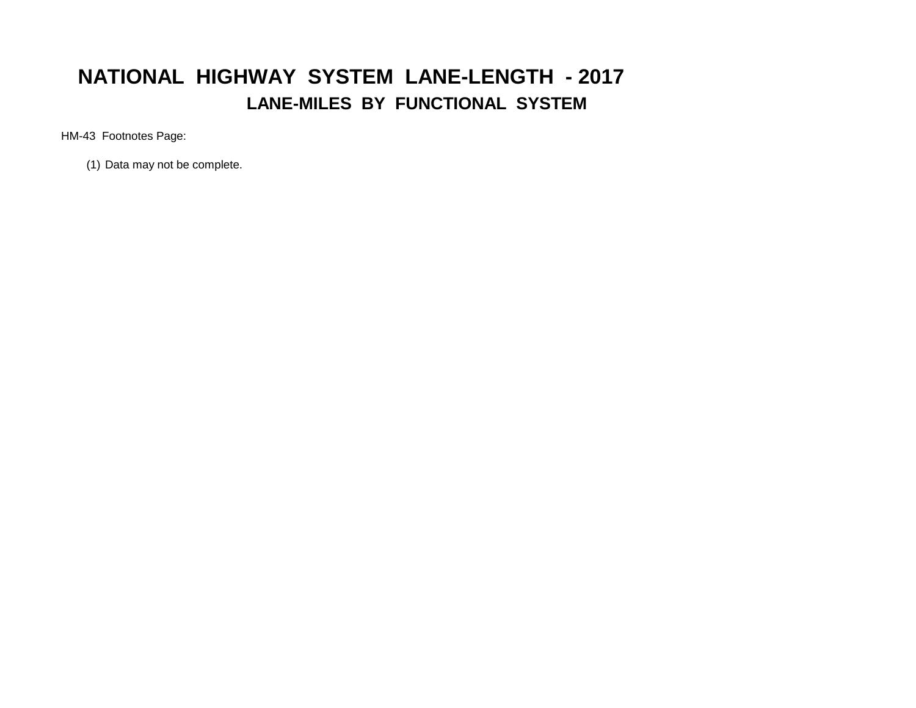# NATIONAL HIGHWAY SYSTEM LANE-LENGTH - 2017

## LANE-MILES BY FUNCTIONAL SYSTEM

HM-43 Footnotes Page:

(1) Data may not be complete.